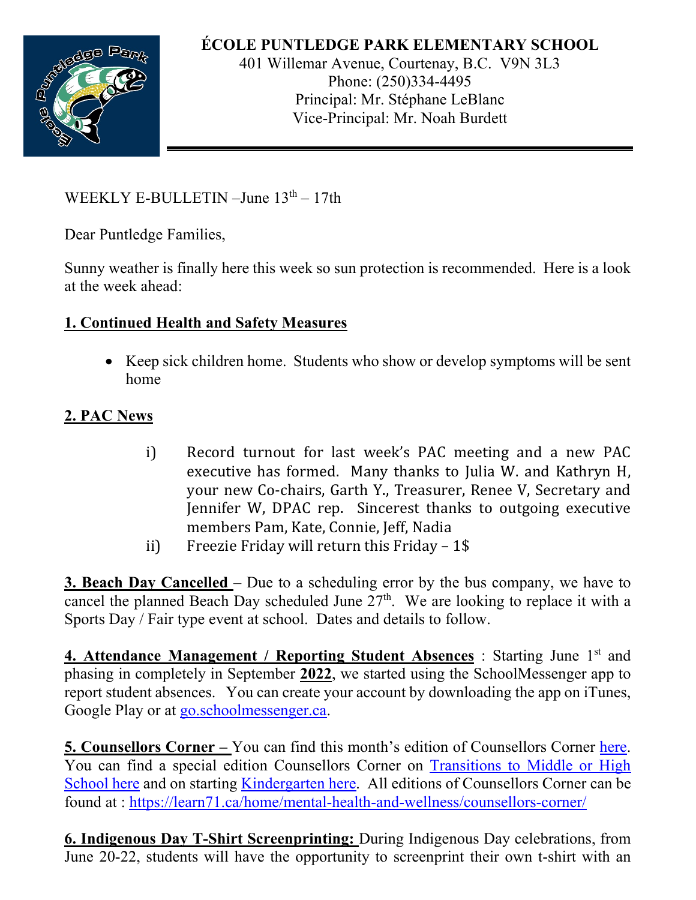# ÉCOLE PUNTLEDGE PARK ELEMENTARY SCHOOL

401 Willemar Avenue, Courtenay, B.C. V9N 3L3
Phone: (250)334-4495
Principal: Mr. Stéphane LeBlanc
Vice-Principal: Mr. Noah Burdett

WEEKLY E-BULLETIN –June 13th – 17th

Dear Puntledge Families,

Sunny weather is finally here this week so sun protection is recommended. Here is a look at the week ahead:

## 1. Continued Health and Safety Measures

- Keep sick children home. Students who show or develop symptoms will be sent home

## 2. PAC News

i) Record turnout for last week's PAC meeting and a new PAC executive has formed. Many thanks to Julia W. and Kathryn H, your new Co-chairs, Garth Y., Treasurer, Renee V, Secretary and Jennifer W, DPAC rep. Sincerest thanks to outgoing executive members Pam, Kate, Connie, Jeff, Nadia

ii) Freezie Friday will return this Friday – 1$

**3. Beach Day Cancelled** – Due to a scheduling error by the bus company, we have to cancel the planned Beach Day scheduled June 27th. We are looking to replace it with a Sports Day / Fair type event at school. Dates and details to follow.

**4. Attendance Management / Reporting Student Absences** : Starting June 1st and phasing in completely in September **2022**, we started using the SchoolMessenger app to report student absences. You can create your account by downloading the app on iTunes, Google Play or at go.schoolmessenger.ca.

**5. Counsellors Corner –** You can find this month's edition of Counsellors Corner here. You can find a special edition Counsellors Corner on Transitions to Middle or High School here and on starting Kindergarten here. All editions of Counsellors Corner can be found at : https://learn71.ca/home/mental-health-and-wellness/counsellors-corner/

**6. Indigenous Day T-Shirt Screenprinting:** During Indigenous Day celebrations, from June 20-22, students will have the opportunity to screenprint their own t-shirt with an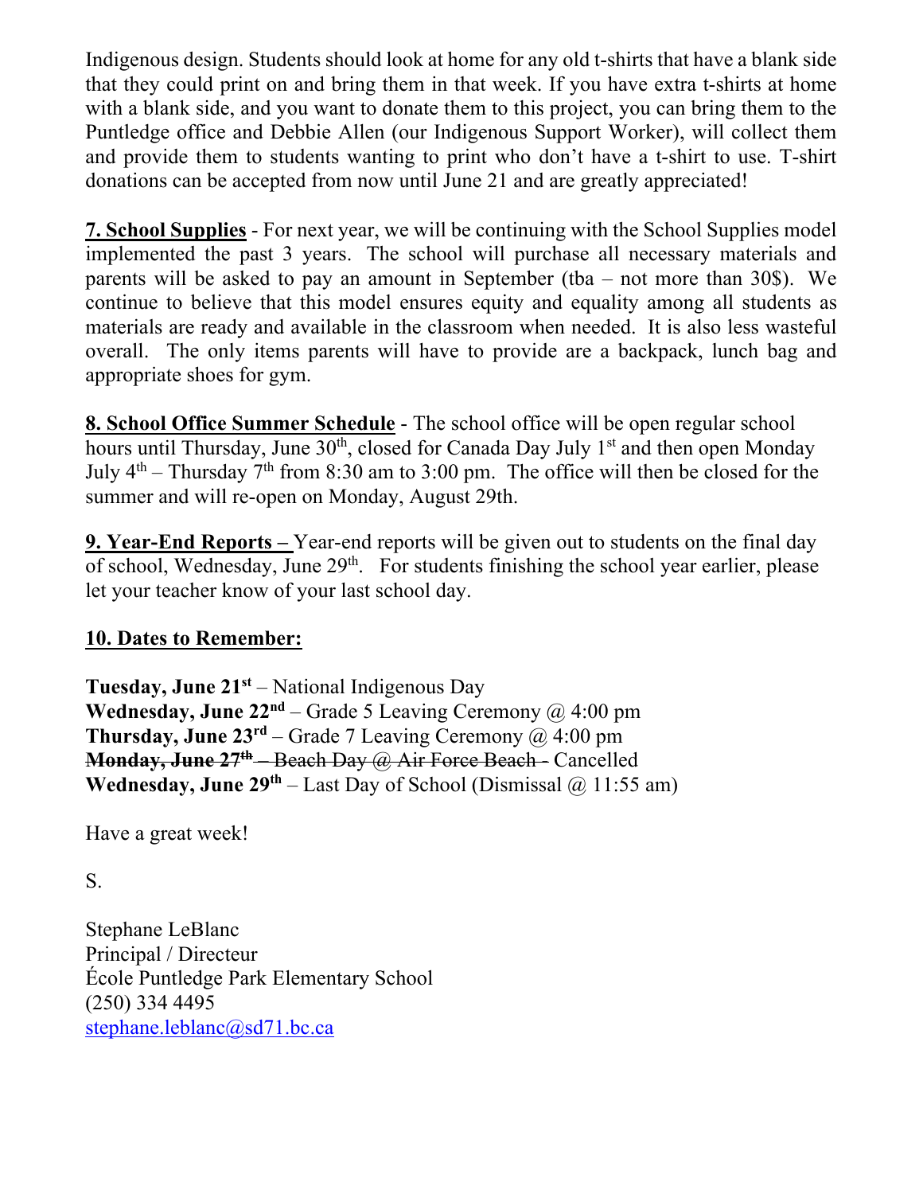Indigenous design. Students should look at home for any old t-shirts that have a blank side that they could print on and bring them in that week. If you have extra t-shirts at home with a blank side, and you want to donate them to this project, you can bring them to the Puntledge office and Debbie Allen (our Indigenous Support Worker), will collect them and provide them to students wanting to print who don't have a t-shirt to use. T-shirt donations can be accepted from now until June 21 and are greatly appreciated!

**7. School Supplies** - For next year, we will be continuing with the School Supplies model implemented the past 3 years. The school will purchase all necessary materials and parents will be asked to pay an amount in September (tba – not more than 30$). We continue to believe that this model ensures equity and equality among all students as materials are ready and available in the classroom when needed. It is also less wasteful overall. The only items parents will have to provide are a backpack, lunch bag and appropriate shoes for gym.

**8. School Office Summer Schedule** - The school office will be open regular school hours until Thursday, June 30th, closed for Canada Day July 1st and then open Monday July 4th – Thursday 7th from 8:30 am to 3:00 pm. The office will then be closed for the summer and will re-open on Monday, August 29th.

**9. Year-End Reports –** Year-end reports will be given out to students on the final day of school, Wednesday, June 29th. For students finishing the school year earlier, please let your teacher know of your last school day.

**10. Dates to Remember:**

**Tuesday, June 21st** – National Indigenous Day
**Wednesday, June 22nd** – Grade 5 Leaving Ceremony @ 4:00 pm
**Thursday, June 23rd** – Grade 7 Leaving Ceremony @ 4:00 pm
~~**Monday, June 27th** – Beach Day @ Air Force Beach -~~ Cancelled
**Wednesday, June 29th** – Last Day of School (Dismissal @ 11:55 am)

Have a great week!

S.

Stephane LeBlanc
Principal / Directeur
École Puntledge Park Elementary School
(250) 334 4495
stephane.leblanc@sd71.bc.ca